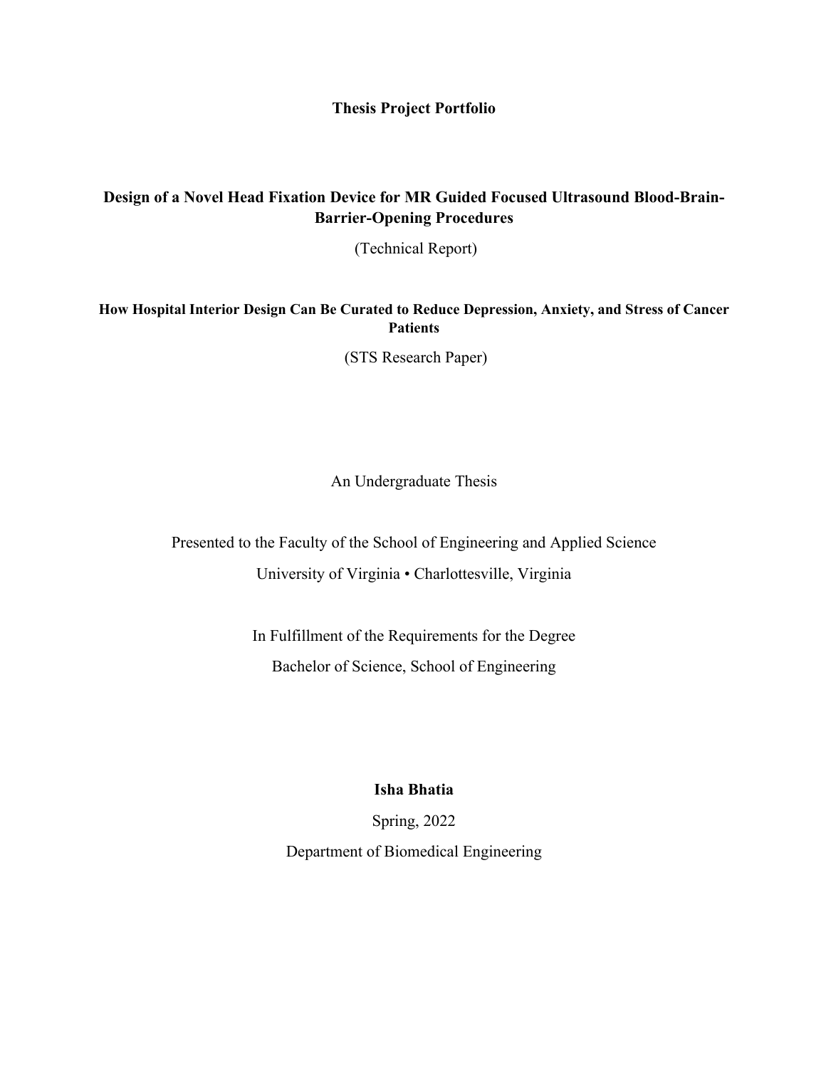**Thesis Project Portfolio**

**Design of a Novel Head Fixation Device for MR Guided Focused Ultrasound Blood-Brain-Barrier-Opening Procedures**

(Technical Report)

**How Hospital Interior Design Can Be Curated to Reduce Depression, Anxiety, and Stress of Cancer Patients**

(STS Research Paper)

An Undergraduate Thesis

Presented to the Faculty of the School of Engineering and Applied Science

University of Virginia • Charlottesville, Virginia

In Fulfillment of the Requirements for the Degree

Bachelor of Science, School of Engineering

**Isha Bhatia**

Spring, 2022

Department of Biomedical Engineering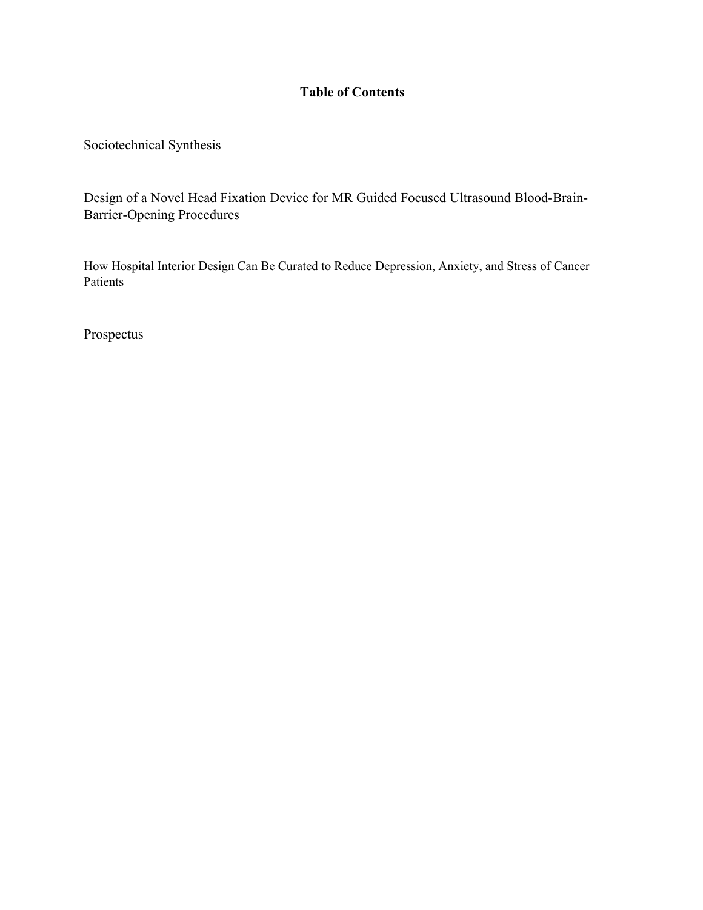# Table of Contents

Sociotechnical Synthesis

Design of a Novel Head Fixation Device for MR Guided Focused Ultrasound Blood-Brain-Barrier-Opening Procedures

How Hospital Interior Design Can Be Curated to Reduce Depression, Anxiety, and Stress of Cancer Patients

Prospectus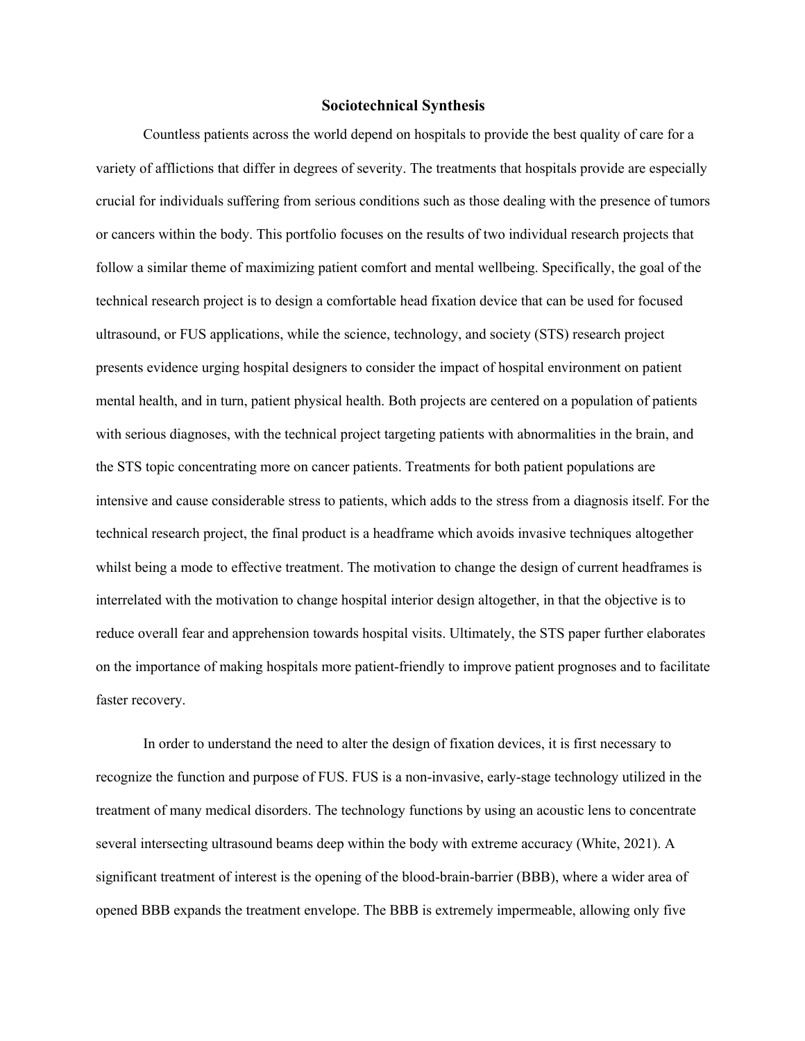# Sociotechnical Synthesis

Countless patients across the world depend on hospitals to provide the best quality of care for a variety of afflictions that differ in degrees of severity. The treatments that hospitals provide are especially crucial for individuals suffering from serious conditions such as those dealing with the presence of tumors or cancers within the body. This portfolio focuses on the results of two individual research projects that follow a similar theme of maximizing patient comfort and mental wellbeing. Specifically, the goal of the technical research project is to design a comfortable head fixation device that can be used for focused ultrasound, or FUS applications, while the science, technology, and society (STS) research project presents evidence urging hospital designers to consider the impact of hospital environment on patient mental health, and in turn, patient physical health. Both projects are centered on a population of patients with serious diagnoses, with the technical project targeting patients with abnormalities in the brain, and the STS topic concentrating more on cancer patients. Treatments for both patient populations are intensive and cause considerable stress to patients, which adds to the stress from a diagnosis itself. For the technical research project, the final product is a headframe which avoids invasive techniques altogether whilst being a mode to effective treatment. The motivation to change the design of current headframes is interrelated with the motivation to change hospital interior design altogether, in that the objective is to reduce overall fear and apprehension towards hospital visits. Ultimately, the STS paper further elaborates on the importance of making hospitals more patient-friendly to improve patient prognoses and to facilitate faster recovery.

In order to understand the need to alter the design of fixation devices, it is first necessary to recognize the function and purpose of FUS. FUS is a non-invasive, early-stage technology utilized in the treatment of many medical disorders. The technology functions by using an acoustic lens to concentrate several intersecting ultrasound beams deep within the body with extreme accuracy (White, 2021). A significant treatment of interest is the opening of the blood-brain-barrier (BBB), where a wider area of opened BBB expands the treatment envelope. The BBB is extremely impermeable, allowing only five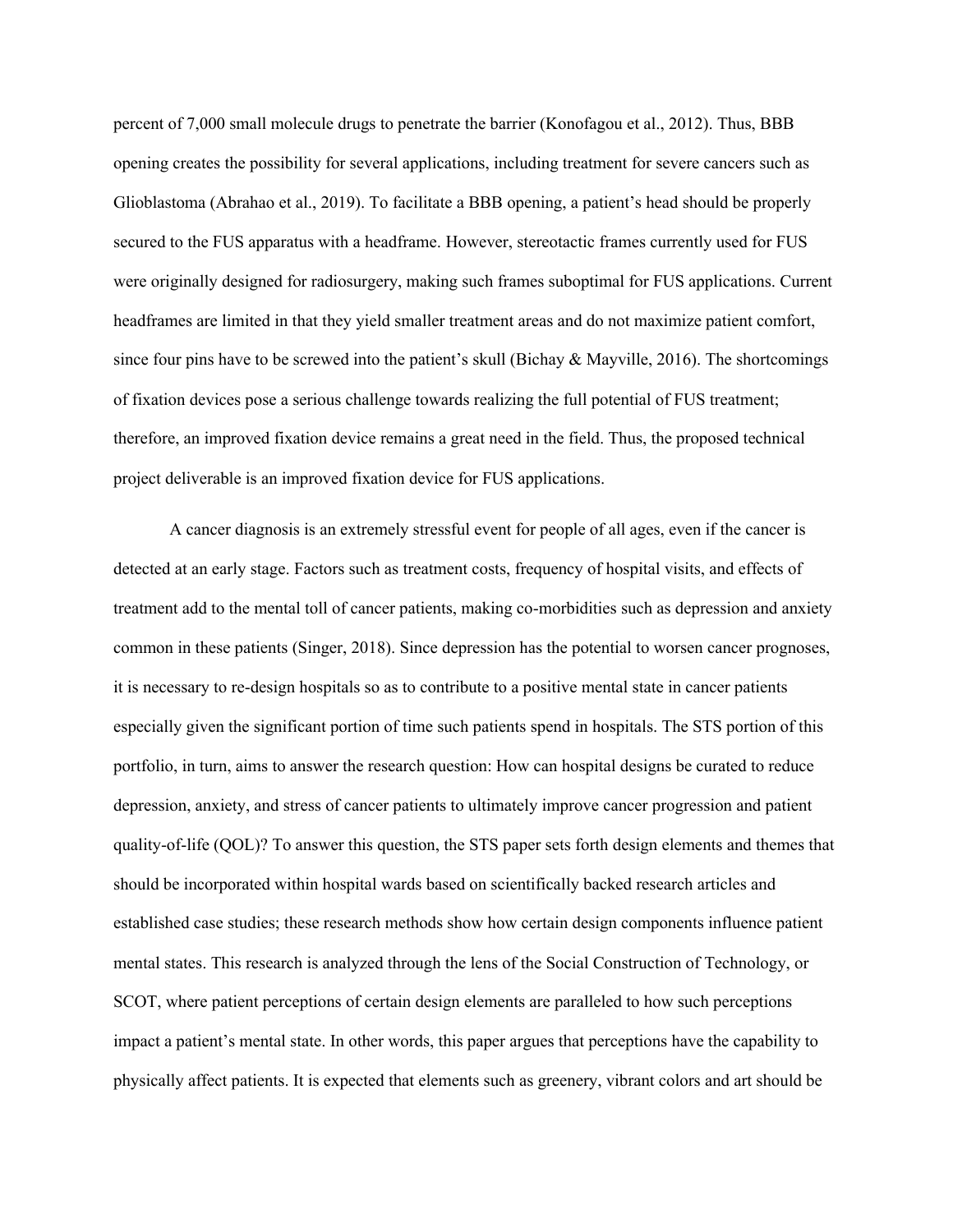percent of 7,000 small molecule drugs to penetrate the barrier (Konofagou et al., 2012). Thus, BBB opening creates the possibility for several applications, including treatment for severe cancers such as Glioblastoma (Abrahao et al., 2019). To facilitate a BBB opening, a patient's head should be properly secured to the FUS apparatus with a headframe. However, stereotactic frames currently used for FUS were originally designed for radiosurgery, making such frames suboptimal for FUS applications. Current headframes are limited in that they yield smaller treatment areas and do not maximize patient comfort, since four pins have to be screwed into the patient's skull (Bichay & Mayville, 2016). The shortcomings of fixation devices pose a serious challenge towards realizing the full potential of FUS treatment; therefore, an improved fixation device remains a great need in the field. Thus, the proposed technical project deliverable is an improved fixation device for FUS applications.

A cancer diagnosis is an extremely stressful event for people of all ages, even if the cancer is detected at an early stage. Factors such as treatment costs, frequency of hospital visits, and effects of treatment add to the mental toll of cancer patients, making co-morbidities such as depression and anxiety common in these patients (Singer, 2018). Since depression has the potential to worsen cancer prognoses, it is necessary to re-design hospitals so as to contribute to a positive mental state in cancer patients especially given the significant portion of time such patients spend in hospitals. The STS portion of this portfolio, in turn, aims to answer the research question: How can hospital designs be curated to reduce depression, anxiety, and stress of cancer patients to ultimately improve cancer progression and patient quality-of-life (QOL)? To answer this question, the STS paper sets forth design elements and themes that should be incorporated within hospital wards based on scientifically backed research articles and established case studies; these research methods show how certain design components influence patient mental states. This research is analyzed through the lens of the Social Construction of Technology, or SCOT, where patient perceptions of certain design elements are paralleled to how such perceptions impact a patient's mental state. In other words, this paper argues that perceptions have the capability to physically affect patients. It is expected that elements such as greenery, vibrant colors and art should be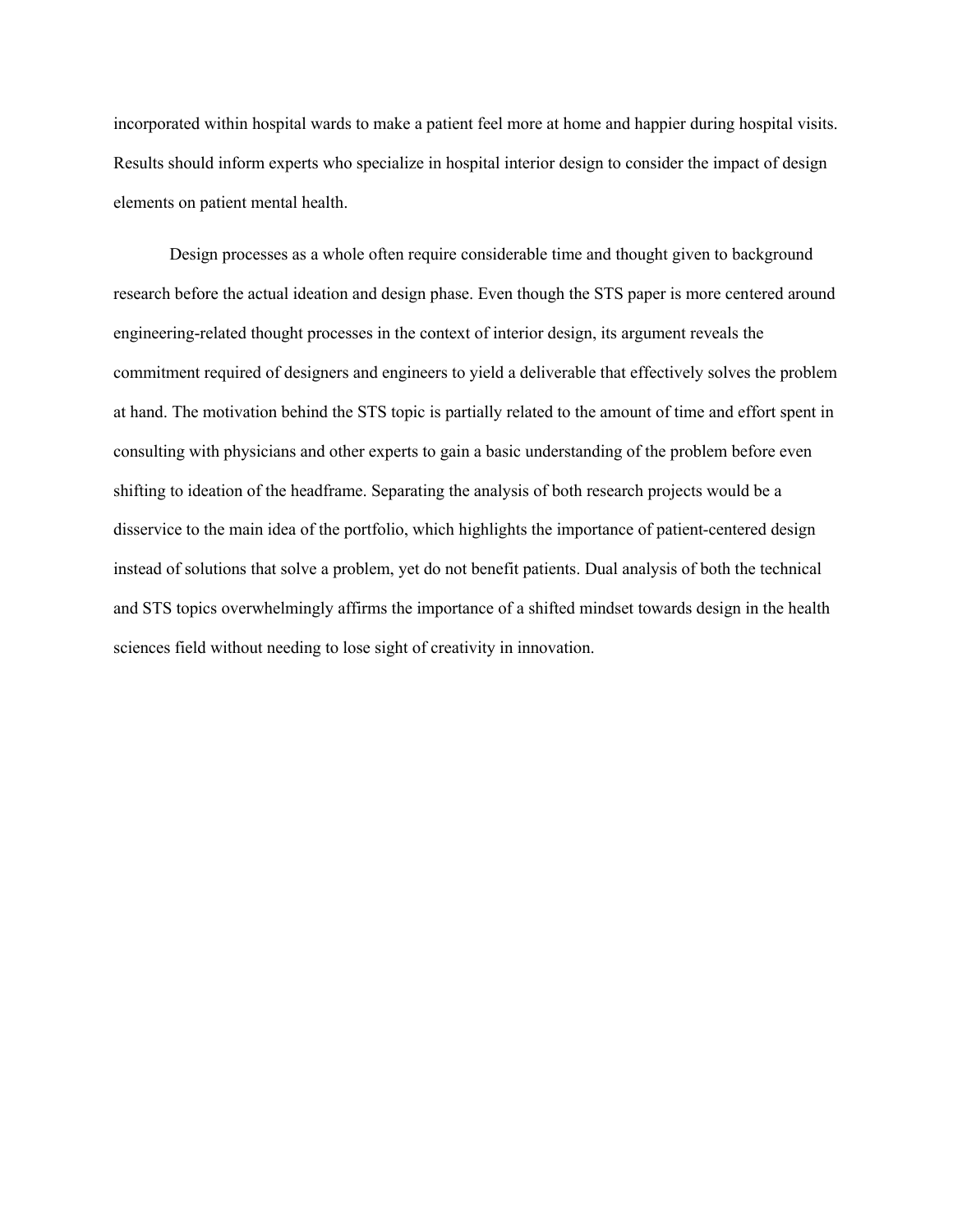incorporated within hospital wards to make a patient feel more at home and happier during hospital visits. Results should inform experts who specialize in hospital interior design to consider the impact of design elements on patient mental health.

Design processes as a whole often require considerable time and thought given to background research before the actual ideation and design phase. Even though the STS paper is more centered around engineering-related thought processes in the context of interior design, its argument reveals the commitment required of designers and engineers to yield a deliverable that effectively solves the problem at hand. The motivation behind the STS topic is partially related to the amount of time and effort spent in consulting with physicians and other experts to gain a basic understanding of the problem before even shifting to ideation of the headframe. Separating the analysis of both research projects would be a disservice to the main idea of the portfolio, which highlights the importance of patient-centered design instead of solutions that solve a problem, yet do not benefit patients. Dual analysis of both the technical and STS topics overwhelmingly affirms the importance of a shifted mindset towards design in the health sciences field without needing to lose sight of creativity in innovation.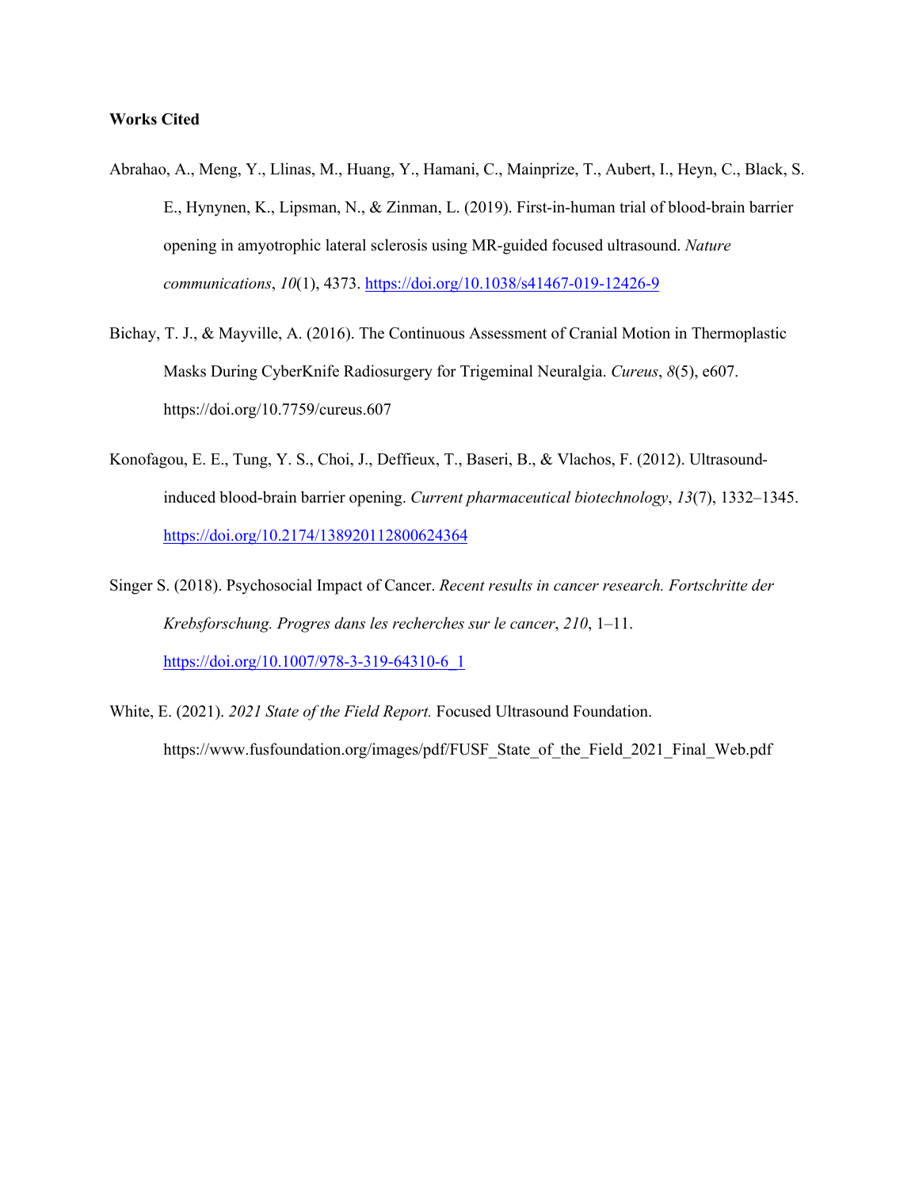**Works Cited**

Abrahao, A., Meng, Y., Llinas, M., Huang, Y., Hamani, C., Mainprize, T., Aubert, I., Heyn, C., Black, S. E., Hynynen, K., Lipsman, N., & Zinman, L. (2019). First-in-human trial of blood-brain barrier opening in amyotrophic lateral sclerosis using MR-guided focused ultrasound. *Nature communications*, *10*(1), 4373. https://doi.org/10.1038/s41467-019-12426-9

Bichay, T. J., & Mayville, A. (2016). The Continuous Assessment of Cranial Motion in Thermoplastic Masks During CyberKnife Radiosurgery for Trigeminal Neuralgia. *Cureus*, *8*(5), e607. https://doi.org/10.7759/cureus.607

Konofagou, E. E., Tung, Y. S., Choi, J., Deffieux, T., Baseri, B., & Vlachos, F. (2012). Ultrasound-induced blood-brain barrier opening. *Current pharmaceutical biotechnology*, *13*(7), 1332–1345. https://doi.org/10.2174/138920112800624364

Singer S. (2018). Psychosocial Impact of Cancer. *Recent results in cancer research. Fortschritte der Krebsforschung. Progres dans les recherches sur le cancer*, *210*, 1–11. https://doi.org/10.1007/978-3-319-64310-6_1

White, E. (2021). *2021 State of the Field Report.* Focused Ultrasound Foundation. https://www.fusfoundation.org/images/pdf/FUSF_State_of_the_Field_2021_Final_Web.pdf